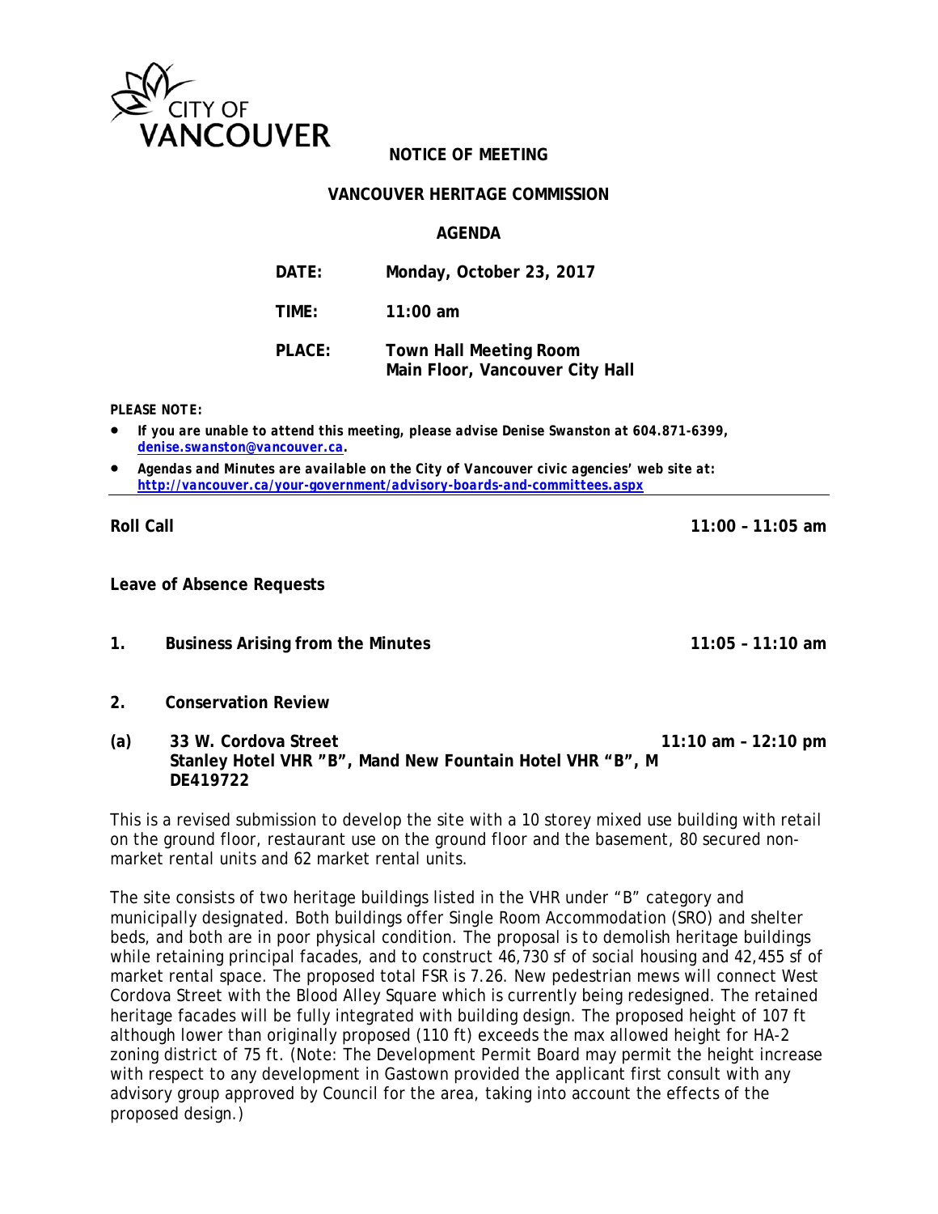CITY OF VANCOUVER

**NOTICE OF MEETING**

**VANCOUVER HERITAGE COMMISSION**

**AGENDA**

**DATE:** Monday, October 23, 2017

**TIME:** 11:00 am

**PLACE:** Town Hall Meeting Room
Main Floor, Vancouver City Hall

***PLEASE NOTE:***

- *If you are unable to attend this meeting, please advise Denise Swanston at 604.871-6399, denise.swanston@vancouver.ca.*
- *Agendas and Minutes are available on the City of Vancouver civic agencies' web site at: http://vancouver.ca/your-government/advisory-boards-and-committees.aspx*

---

**Roll Call** 11:00 – 11:05 am

**Leave of Absence Requests**

**1. Business Arising from the Minutes** 11:05 – 11:10 am

**2. Conservation Review**

**(a) 33 W. Cordova Street** 11:10 am – 12:10 pm
**Stanley Hotel VHR "B", Mand New Fountain Hotel VHR "B", M**
**DE419722**

This is a revised submission to develop the site with a 10 storey mixed use building with retail on the ground floor, restaurant use on the ground floor and the basement, 80 secured non-market rental units and 62 market rental units.

The site consists of two heritage buildings listed in the VHR under "B" category and municipally designated. Both buildings offer Single Room Accommodation (SRO) and shelter beds, and both are in poor physical condition. The proposal is to demolish heritage buildings while retaining principal facades, and to construct 46,730 sf of social housing and 42,455 sf of market rental space. The proposed total FSR is 7.26. New pedestrian mews will connect West Cordova Street with the Blood Alley Square which is currently being redesigned. The retained heritage facades will be fully integrated with building design. The proposed height of 107 ft although lower than originally proposed (110 ft) exceeds the max allowed height for HA-2 zoning district of 75 ft. (Note: The Development Permit Board may permit the height increase with respect to any development in Gastown provided the applicant first consult with any advisory group approved by Council for the area, taking into account the effects of the proposed design.)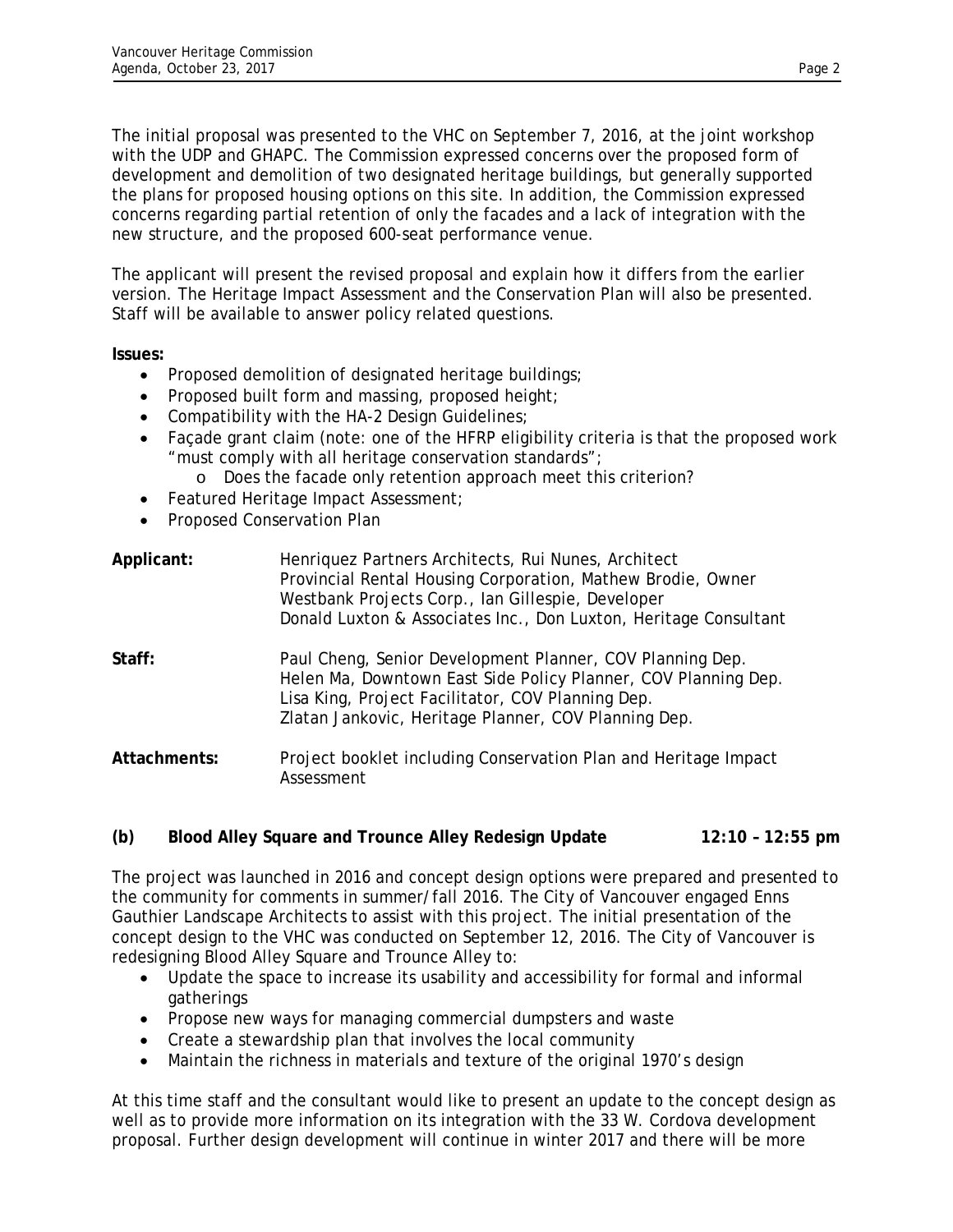The initial proposal was presented to the VHC on September 7, 2016, at the joint workshop with the UDP and GHAPC. The Commission expressed concerns over the proposed form of development and demolition of two designated heritage buildings, but generally supported the plans for proposed housing options on this site. In addition, the Commission expressed concerns regarding partial retention of only the facades and a lack of integration with the new structure, and the proposed 600-seat performance venue.

The applicant will present the revised proposal and explain how it differs from the earlier version. The Heritage Impact Assessment and the Conservation Plan will also be presented. Staff will be available to answer policy related questions.

**Issues:**

- Proposed demolition of designated heritage buildings;
- Proposed built form and massing, proposed height;
- Compatibility with the HA-2 Design Guidelines;
- Façade grant claim (note: one of the HFRP eligibility criteria is that the proposed work "must comply with all heritage conservation standards";
  - Does the facade only retention approach meet this criterion?
- Featured Heritage Impact Assessment;
- Proposed Conservation Plan

**Applicant:** Henriquez Partners Architects, Rui Nunes, Architect
Provincial Rental Housing Corporation, Mathew Brodie, Owner
Westbank Projects Corp., Ian Gillespie, Developer
Donald Luxton & Associates Inc., Don Luxton, Heritage Consultant

**Staff:** Paul Cheng, Senior Development Planner, COV Planning Dep.
Helen Ma, Downtown East Side Policy Planner, COV Planning Dep.
Lisa King, Project Facilitator, COV Planning Dep.
Zlatan Jankovic, Heritage Planner, COV Planning Dep.

**Attachments:** Project booklet including Conservation Plan and Heritage Impact Assessment

**(b) Blood Alley Square and Trounce Alley Redesign Update 12:10 – 12:55 pm**

The project was launched in 2016 and concept design options were prepared and presented to the community for comments in summer/fall 2016. The City of Vancouver engaged Enns Gauthier Landscape Architects to assist with this project. The initial presentation of the concept design to the VHC was conducted on September 12, 2016. The City of Vancouver is redesigning Blood Alley Square and Trounce Alley to:

- Update the space to increase its usability and accessibility for formal and informal gatherings
- Propose new ways for managing commercial dumpsters and waste
- Create a stewardship plan that involves the local community
- Maintain the richness in materials and texture of the original 1970's design

At this time staff and the consultant would like to present an update to the concept design as well as to provide more information on its integration with the 33 W. Cordova development proposal. Further design development will continue in winter 2017 and there will be more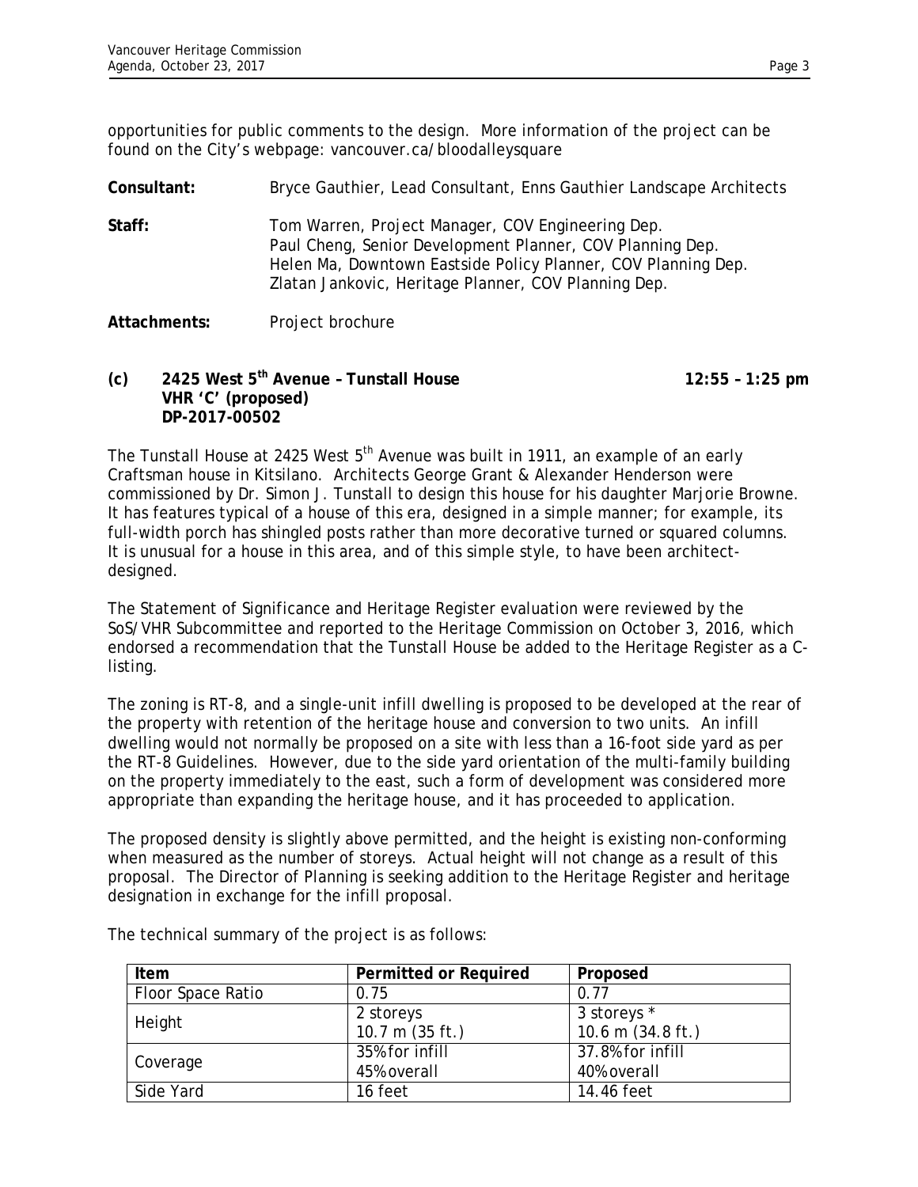opportunities for public comments to the design. More information of the project can be found on the City's webpage: vancouver.ca/bloodalleysquare

**Consultant:** Bryce Gauthier, Lead Consultant, Enns Gauthier Landscape Architects

**Staff:** Tom Warren, Project Manager, COV Engineering Dep.
Paul Cheng, Senior Development Planner, COV Planning Dep.
Helen Ma, Downtown Eastside Policy Planner, COV Planning Dep.
Zlatan Jankovic, Heritage Planner, COV Planning Dep.

**Attachments:** Project brochure

**(c) 2425 West 5th Avenue – Tunstall House** **12:55 – 1:25 pm**
**VHR 'C' (proposed)**
**DP-2017-00502**

The Tunstall House at 2425 West 5th Avenue was built in 1911, an example of an early Craftsman house in Kitsilano. Architects George Grant & Alexander Henderson were commissioned by Dr. Simon J. Tunstall to design this house for his daughter Marjorie Browne. It has features typical of a house of this era, designed in a simple manner; for example, its full-width porch has shingled posts rather than more decorative turned or squared columns. It is unusual for a house in this area, and of this simple style, to have been architect-designed.

The Statement of Significance and Heritage Register evaluation were reviewed by the SoS/VHR Subcommittee and reported to the Heritage Commission on October 3, 2016, which endorsed a recommendation that the Tunstall House be added to the Heritage Register as a C-listing.

The zoning is RT-8, and a single-unit infill dwelling is proposed to be developed at the rear of the property with retention of the heritage house and conversion to two units. An infill dwelling would not normally be proposed on a site with less than a 16-foot side yard as per the RT-8 Guidelines. However, due to the side yard orientation of the multi-family building on the property immediately to the east, such a form of development was considered more appropriate than expanding the heritage house, and it has proceeded to application.

The proposed density is slightly above permitted, and the height is existing non-conforming when measured as the number of storeys. Actual height will not change as a result of this proposal. The Director of Planning is seeking addition to the Heritage Register and heritage designation in exchange for the infill proposal.

The technical summary of the project is as follows:

| Item | Permitted or Required | Proposed |
|---|---|---|
| Floor Space Ratio | 0.75 | 0.77 |
| Height | 2 storeys<br>10.7 m (35 ft.) | 3 storeys *<br>10.6 m (34.8 ft.) |
| Coverage | 35% for infill<br>45% overall | 37.8% for infill<br>40% overall |
| Side Yard | 16 feet | 14.46 feet |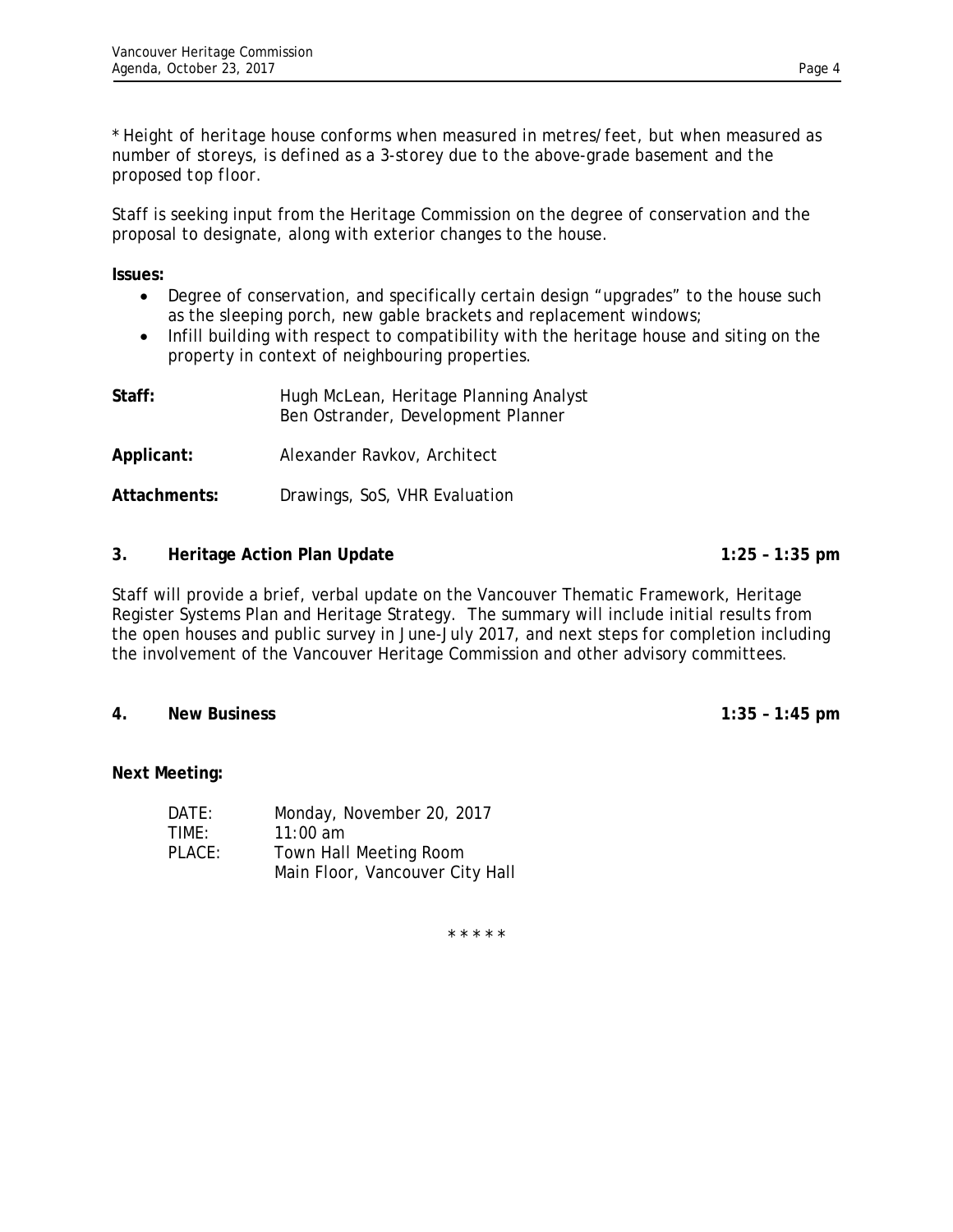*\* Height of heritage house conforms when measured in metres/feet, but when measured as number of storeys, is defined as a 3-storey due to the above-grade basement and the proposed top floor.*

Staff is seeking input from the Heritage Commission on the degree of conservation and the proposal to designate, along with exterior changes to the house.

**Issues:**

- Degree of conservation, and specifically certain design "upgrades" to the house such as the sleeping porch, new gable brackets and replacement windows;
- Infill building with respect to compatibility with the heritage house and siting on the property in context of neighbouring properties.

**Staff:** Hugh McLean, Heritage Planning Analyst
Ben Ostrander, Development Planner

**Applicant:** Alexander Ravkov, Architect

**Attachments:** Drawings, SoS, VHR Evaluation

**3. Heritage Action Plan Update** **1:25 – 1:35 pm**

Staff will provide a brief, verbal update on the Vancouver Thematic Framework, Heritage Register Systems Plan and Heritage Strategy. The summary will include initial results from the open houses and public survey in June-July 2017, and next steps for completion including the involvement of the Vancouver Heritage Commission and other advisory committees.

**4. New Business** **1:35 – 1:45 pm**

**Next Meeting:**

DATE: Monday, November 20, 2017
TIME: 11:00 am
PLACE: Town Hall Meeting Room
Main Floor, Vancouver City Hall

\* \* \* \* \*